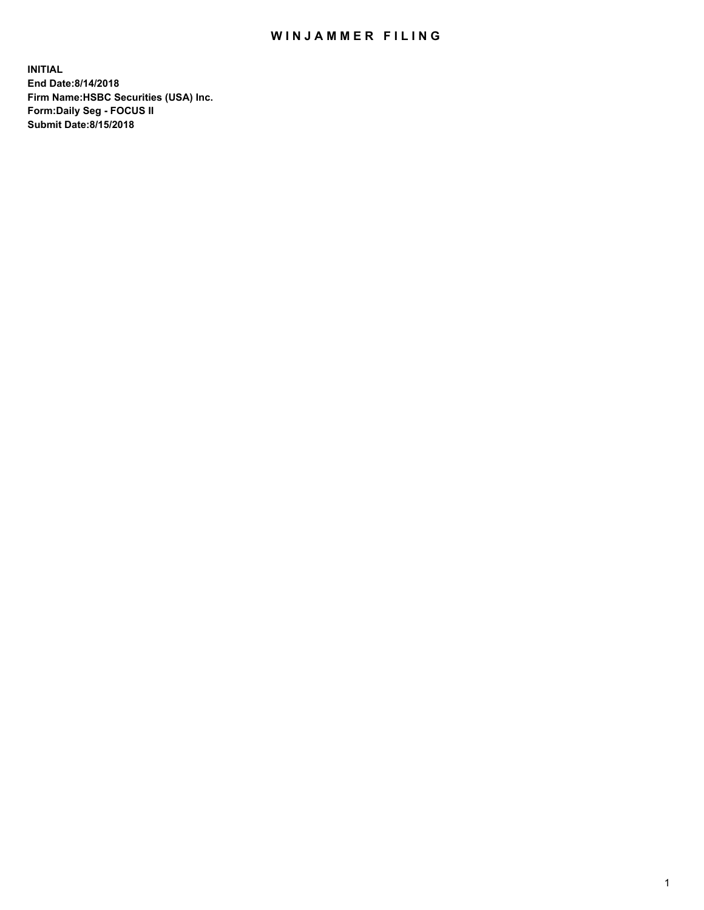# WINJAMMER FILING

**INITIAL**
**End Date:8/14/2018**
**Firm Name:HSBC Securities (USA) Inc.**
**Form:Daily Seg - FOCUS II**
**Submit Date:8/15/2018**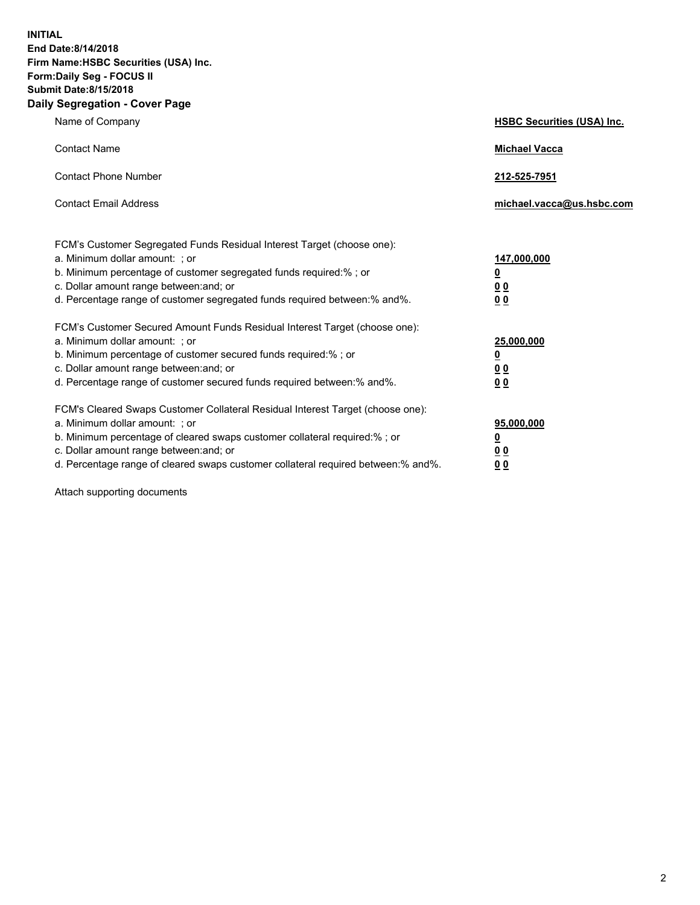**INITIAL**
**End Date:8/14/2018**
**Firm Name:HSBC Securities (USA) Inc.**
**Form:Daily Seg - FOCUS II**
**Submit Date:8/15/2018**

## Daily Segregation - Cover Page

| | |
|---|---|
| Name of Company | **HSBC Securities (USA) Inc.** |
| Contact Name | **Michael Vacca** |
| Contact Phone Number | **212-525-7951** |
| Contact Email Address | **michael.vacca@us.hsbc.com** |

| | |
|---|---|
| FCM's Customer Segregated Funds Residual Interest Target (choose one): | |
| a. Minimum dollar amount: ; or | **147,000,000** |
| b. Minimum percentage of customer segregated funds required:% ; or | **0** |
| c. Dollar amount range between:and; or | **0 0** |
| d. Percentage range of customer segregated funds required between:% and%. | **0 0** |
| FCM's Customer Secured Amount Funds Residual Interest Target (choose one): | |
| a. Minimum dollar amount: ; or | **25,000,000** |
| b. Minimum percentage of customer secured funds required:% ; or | **0** |
| c. Dollar amount range between:and; or | **0 0** |
| d. Percentage range of customer secured funds required between:% and%. | **0 0** |
| FCM's Cleared Swaps Customer Collateral Residual Interest Target (choose one): | |
| a. Minimum dollar amount: ; or | **95,000,000** |
| b. Minimum percentage of cleared swaps customer collateral required:% ; or | **0** |
| c. Dollar amount range between:and; or | **0 0** |
| d. Percentage range of cleared swaps customer collateral required between:% and%. | **0 0** |

Attach supporting documents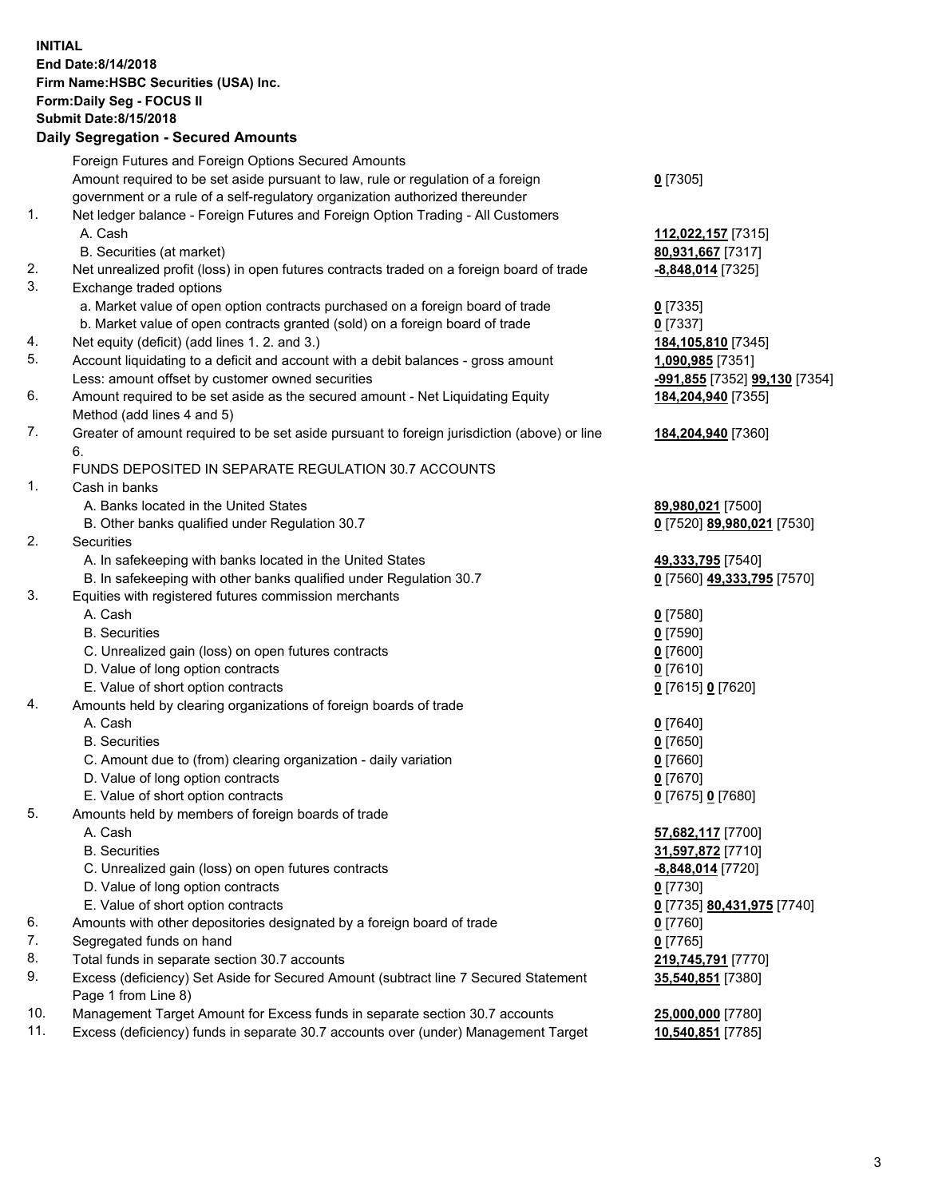**INITIAL**
**End Date:8/14/2018**
**Firm Name:HSBC Securities (USA) Inc.**
**Form:Daily Seg - FOCUS II**
**Submit Date:8/15/2018**
**Daily Segregation - Secured Amounts**

| | | |
|---|---|---|
| | Foreign Futures and Foreign Options Secured Amounts | |
| | Amount required to be set aside pursuant to law, rule or regulation of a foreign government or a rule of a self-regulatory organization authorized thereunder | **0** [7305] |
| 1. | Net ledger balance - Foreign Futures and Foreign Option Trading - All Customers | |
| | A. Cash | **112,022,157** [7315] |
| | B. Securities (at market) | **80,931,667** [7317] |
| 2. | Net unrealized profit (loss) in open futures contracts traded on a foreign board of trade | **-8,848,014** [7325] |
| 3. | Exchange traded options | |
| | a. Market value of open option contracts purchased on a foreign board of trade | **0** [7335] |
| | b. Market value of open contracts granted (sold) on a foreign board of trade | **0** [7337] |
| 4. | Net equity (deficit) (add lines 1. 2. and 3.) | **184,105,810** [7345] |
| 5. | Account liquidating to a deficit and account with a debit balances - gross amount | **1,090,985** [7351] |
| | Less: amount offset by customer owned securities | **-991,855** [7352] **99,130** [7354] |
| 6. | Amount required to be set aside as the secured amount - Net Liquidating Equity Method (add lines 4 and 5) | **184,204,940** [7355] |
| 7. | Greater of amount required to be set aside pursuant to foreign jurisdiction (above) or line 6. | **184,204,940** [7360] |
| | FUNDS DEPOSITED IN SEPARATE REGULATION 30.7 ACCOUNTS | |
| 1. | Cash in banks | |
| | A. Banks located in the United States | **89,980,021** [7500] |
| | B. Other banks qualified under Regulation 30.7 | **0** [7520] **89,980,021** [7530] |
| 2. | Securities | |
| | A. In safekeeping with banks located in the United States | **49,333,795** [7540] |
| | B. In safekeeping with other banks qualified under Regulation 30.7 | **0** [7560] **49,333,795** [7570] |
| 3. | Equities with registered futures commission merchants | |
| | A. Cash | **0** [7580] |
| | B. Securities | **0** [7590] |
| | C. Unrealized gain (loss) on open futures contracts | **0** [7600] |
| | D. Value of long option contracts | **0** [7610] |
| | E. Value of short option contracts | **0** [7615] **0** [7620] |
| 4. | Amounts held by clearing organizations of foreign boards of trade | |
| | A. Cash | **0** [7640] |
| | B. Securities | **0** [7650] |
| | C. Amount due to (from) clearing organization - daily variation | **0** [7660] |
| | D. Value of long option contracts | **0** [7670] |
| | E. Value of short option contracts | **0** [7675] **0** [7680] |
| 5. | Amounts held by members of foreign boards of trade | |
| | A. Cash | **57,682,117** [7700] |
| | B. Securities | **31,597,872** [7710] |
| | C. Unrealized gain (loss) on open futures contracts | **-8,848,014** [7720] |
| | D. Value of long option contracts | **0** [7730] |
| | E. Value of short option contracts | **0** [7735] **80,431,975** [7740] |
| 6. | Amounts with other depositories designated by a foreign board of trade | **0** [7760] |
| 7. | Segregated funds on hand | **0** [7765] |
| 8. | Total funds in separate section 30.7 accounts | **219,745,791** [7770] |
| 9. | Excess (deficiency) Set Aside for Secured Amount (subtract line 7 Secured Statement Page 1 from Line 8) | **35,540,851** [7380] |
| 10. | Management Target Amount for Excess funds in separate section 30.7 accounts | **25,000,000** [7780] |
| 11. | Excess (deficiency) funds in separate 30.7 accounts over (under) Management Target | **10,540,851** [7785] |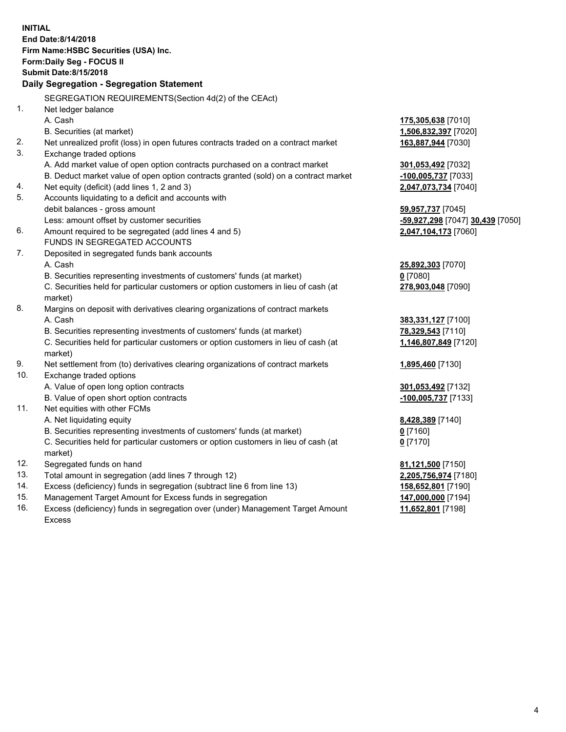**INITIAL**
**End Date:8/14/2018**
**Firm Name:HSBC Securities (USA) Inc.**
**Form:Daily Seg - FOCUS II**
**Submit Date:8/15/2018**

**Daily Segregation - Segregation Statement**

SEGREGATION REQUIREMENTS(Section 4d(2) of the CEAct)

| | | |
|---|---|---|
| 1. | Net ledger balance | |
| | A. Cash | 175,305,638 [7010] |
| | B. Securities (at market) | 1,506,832,397 [7020] |
| 2. | Net unrealized profit (loss) in open futures contracts traded on a contract market | 163,887,944 [7030] |
| 3. | Exchange traded options | |
| | A. Add market value of open option contracts purchased on a contract market | 301,053,492 [7032] |
| | B. Deduct market value of open option contracts granted (sold) on a contract market | -100,005,737 [7033] |
| 4. | Net equity (deficit) (add lines 1, 2 and 3) | 2,047,073,734 [7040] |
| 5. | Accounts liquidating to a deficit and accounts with debit balances - gross amount | 59,957,737 [7045] |
| | Less: amount offset by customer securities | -59,927,298 [7047] 30,439 [7050] |
| 6. | Amount required to be segregated (add lines 4 and 5) | 2,047,104,173 [7060] |
| | FUNDS IN SEGREGATED ACCOUNTS | |
| 7. | Deposited in segregated funds bank accounts | |
| | A. Cash | 25,892,303 [7070] |
| | B. Securities representing investments of customers' funds (at market) | 0 [7080] |
| | C. Securities held for particular customers or option customers in lieu of cash (at market) | 278,903,048 [7090] |
| 8. | Margins on deposit with derivatives clearing organizations of contract markets | |
| | A. Cash | 383,331,127 [7100] |
| | B. Securities representing investments of customers' funds (at market) | 78,329,543 [7110] |
| | C. Securities held for particular customers or option customers in lieu of cash (at market) | 1,146,807,849 [7120] |
| 9. | Net settlement from (to) derivatives clearing organizations of contract markets | 1,895,460 [7130] |
| 10. | Exchange traded options | |
| | A. Value of open long option contracts | 301,053,492 [7132] |
| | B. Value of open short option contracts | -100,005,737 [7133] |
| 11. | Net equities with other FCMs | |
| | A. Net liquidating equity | 8,428,389 [7140] |
| | B. Securities representing investments of customers' funds (at market) | 0 [7160] |
| | C. Securities held for particular customers or option customers in lieu of cash (at market) | 0 [7170] |
| 12. | Segregated funds on hand | 81,121,500 [7150] |
| 13. | Total amount in segregation (add lines 7 through 12) | 2,205,756,974 [7180] |
| 14. | Excess (deficiency) funds in segregation (subtract line 6 from line 13) | 158,652,801 [7190] |
| 15. | Management Target Amount for Excess funds in segregation | 147,000,000 [7194] |
| 16. | Excess (deficiency) funds in segregation over (under) Management Target Amount Excess | 11,652,801 [7198] |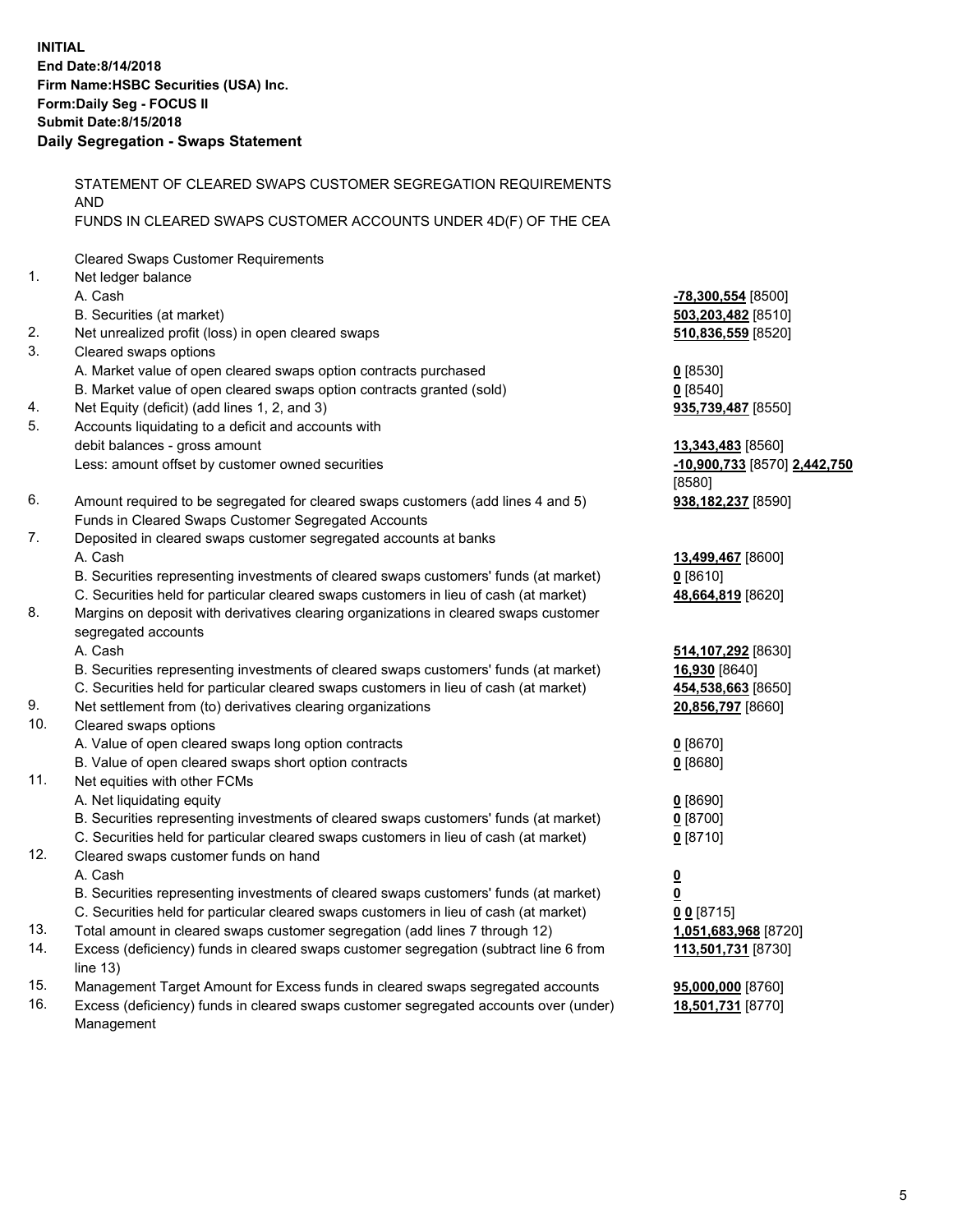**INITIAL**
**End Date:8/14/2018**
**Firm Name:HSBC Securities (USA) Inc.**
**Form:Daily Seg - FOCUS II**
**Submit Date:8/15/2018**
**Daily Segregation - Swaps Statement**

STATEMENT OF CLEARED SWAPS CUSTOMER SEGREGATION REQUIREMENTS AND FUNDS IN CLEARED SWAPS CUSTOMER ACCOUNTS UNDER 4D(F) OF THE CEA

| | | |
|---|---|---|
| | Cleared Swaps Customer Requirements | |
| 1. | Net ledger balance | |
| | A. Cash | **-78,300,554** [8500] |
| | B. Securities (at market) | **503,203,482** [8510] |
| 2. | Net unrealized profit (loss) in open cleared swaps | **510,836,559** [8520] |
| 3. | Cleared swaps options | |
| | A. Market value of open cleared swaps option contracts purchased | **0** [8530] |
| | B. Market value of open cleared swaps option contracts granted (sold) | **0** [8540] |
| 4. | Net Equity (deficit) (add lines 1, 2, and 3) | **935,739,487** [8550] |
| 5. | Accounts liquidating to a deficit and accounts with debit balances - gross amount | **13,343,483** [8560] |
| | Less: amount offset by customer owned securities | **-10,900,733** [8570] **2,442,750** [8580] |
| 6. | Amount required to be segregated for cleared swaps customers (add lines 4 and 5) | **938,182,237** [8590] |
| | Funds in Cleared Swaps Customer Segregated Accounts | |
| 7. | Deposited in cleared swaps customer segregated accounts at banks | |
| | A. Cash | **13,499,467** [8600] |
| | B. Securities representing investments of cleared swaps customers' funds (at market) | **0** [8610] |
| | C. Securities held for particular cleared swaps customers in lieu of cash (at market) | **48,664,819** [8620] |
| 8. | Margins on deposit with derivatives clearing organizations in cleared swaps customer segregated accounts | |
| | A. Cash | **514,107,292** [8630] |
| | B. Securities representing investments of cleared swaps customers' funds (at market) | **16,930** [8640] |
| | C. Securities held for particular cleared swaps customers in lieu of cash (at market) | **454,538,663** [8650] |
| 9. | Net settlement from (to) derivatives clearing organizations | **20,856,797** [8660] |
| 10. | Cleared swaps options | |
| | A. Value of open cleared swaps long option contracts | **0** [8670] |
| | B. Value of open cleared swaps short option contracts | **0** [8680] |
| 11. | Net equities with other FCMs | |
| | A. Net liquidating equity | **0** [8690] |
| | B. Securities representing investments of cleared swaps customers' funds (at market) | **0** [8700] |
| | C. Securities held for particular cleared swaps customers in lieu of cash (at market) | **0** [8710] |
| 12. | Cleared swaps customer funds on hand | |
| | A. Cash | **0** |
| | B. Securities representing investments of cleared swaps customers' funds (at market) | **0** |
| | C. Securities held for particular cleared swaps customers in lieu of cash (at market) | **0** **0** [8715] |
| 13. | Total amount in cleared swaps customer segregation (add lines 7 through 12) | **1,051,683,968** [8720] |
| 14. | Excess (deficiency) funds in cleared swaps customer segregation (subtract line 6 from line 13) | **113,501,731** [8730] |
| 15. | Management Target Amount for Excess funds in cleared swaps segregated accounts | **95,000,000** [8760] |
| 16. | Excess (deficiency) funds in cleared swaps customer segregated accounts over (under) Management | **18,501,731** [8770] |